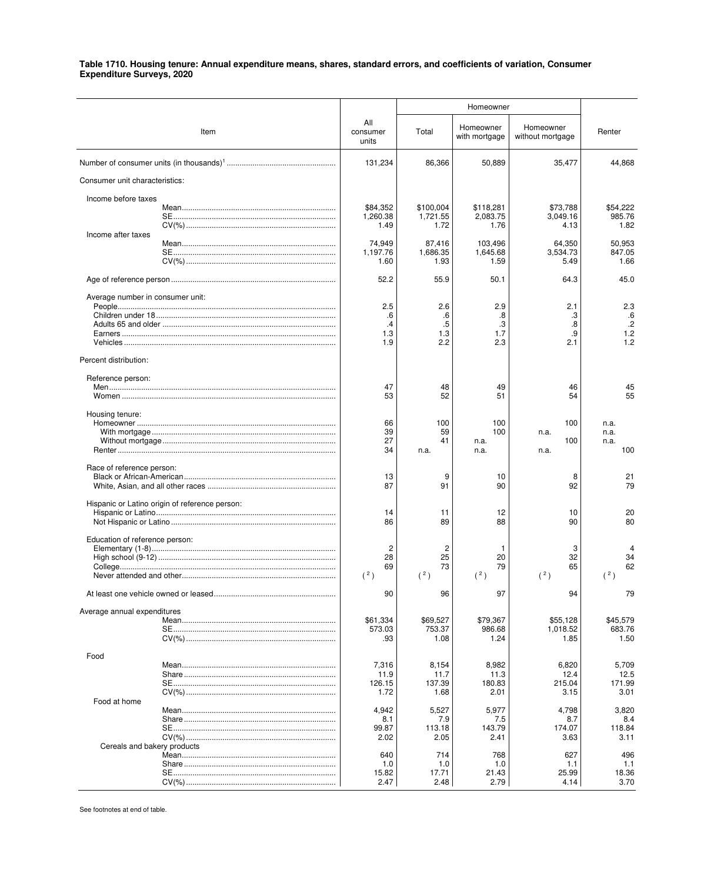**Table 1710. Housing tenure: Annual expenditure means, shares, standard errors, and coefficients of variation, Consumer Expenditure Surveys, 2020**

| Item | All consumer units | Homeowner | | | Renter |
|---|---|---|---|---|---|
| | | Total | Homeowner with mortgage | Homeowner without mortgage | |
| Number of consumer units (in thousands)[1] | 131,234 | 86,366 | 50,889 | 35,477 | 44,868 |
| Consumer unit characteristics: | | | | | |
| Income before taxes | | | | | |
| Mean | $84,352 | $100,004 | $118,281 | $73,788 | $54,222 |
| SE | 1,260.38 | 1,721.55 | 2,083.75 | 3,049.16 | 985.76 |
| CV(%) | 1.49 | 1.72 | 1.76 | 4.13 | 1.82 |
| Income after taxes | | | | | |
| Mean | 74,949 | 87,416 | 103,496 | 64,350 | 50,953 |
| SE | 1,197.76 | 1,686.35 | 1,645.68 | 3,534.73 | 847.05 |
| CV(%) | 1.60 | 1.93 | 1.59 | 5.49 | 1.66 |
| Age of reference person | 52.2 | 55.9 | 50.1 | 64.3 | 45.0 |
| Average number in consumer unit: | | | | | |
| People | 2.5 | 2.6 | 2.9 | 2.1 | 2.3 |
| Children under 18 | .6 | .6 | .8 | .3 | .6 |
| Adults 65 and older | .4 | .5 | .3 | .8 | .2 |
| Earners | 1.3 | 1.3 | 1.7 | .9 | 1.2 |
| Vehicles | 1.9 | 2.2 | 2.3 | 2.1 | 1.2 |
| Percent distribution: | | | | | |
| Reference person: | | | | | |
| Men | 47 | 48 | 49 | 46 | 45 |
| Women | 53 | 52 | 51 | 54 | 55 |
| Housing tenure: | | | | | |
| Homeowner | 66 | 100 | 100 | 100 | n.a. |
| With mortgage | 39 | 59 | 100 | n.a. | n.a. |
| Without mortgage | 27 | 41 | n.a. | 100 | n.a. |
| Renter | 34 | n.a. | n.a. | n.a. | 100 |
| Race of reference person: | | | | | |
| Black or African-American | 13 | 9 | 10 | 8 | 21 |
| White, Asian, and all other races | 87 | 91 | 90 | 92 | 79 |
| Hispanic or Latino origin of reference person: | | | | | |
| Hispanic or Latino | 14 | 11 | 12 | 10 | 20 |
| Not Hispanic or Latino | 86 | 89 | 88 | 90 | 80 |
| Education of reference person: | | | | | |
| Elementary (1-8) | 2 | 2 | 1 | 3 | 4 |
| High school (9-12) | 28 | 25 | 20 | 32 | 34 |
| College | 69 | 73 | 79 | 65 | 62 |
| Never attended and other | (2) | (2) | (2) | (2) | (2) |
| At least one vehicle owned or leased | 90 | 96 | 97 | 94 | 79 |
| Average annual expenditures | | | | | |
| Mean | $61,334 | $69,527 | $79,367 | $55,128 | $45,579 |
| SE | 573.03 | 753.37 | 986.68 | 1,018.52 | 683.76 |
| CV(%) | .93 | 1.08 | 1.24 | 1.85 | 1.50 |
| Food | | | | | |
| Mean | 7,316 | 8,154 | 8,982 | 6,820 | 5,709 |
| Share | 11.9 | 11.7 | 11.3 | 12.4 | 12.5 |
| SE | 126.15 | 137.39 | 180.83 | 215.04 | 171.99 |
| CV(%) | 1.72 | 1.68 | 2.01 | 3.15 | 3.01 |
| Food at home | | | | | |
| Mean | 4,942 | 5,527 | 5,977 | 4,798 | 3,820 |
| Share | 8.1 | 7.9 | 7.5 | 8.7 | 8.4 |
| SE | 99.87 | 113.18 | 143.79 | 174.07 | 118.84 |
| CV(%) | 2.02 | 2.05 | 2.41 | 3.63 | 3.11 |
| Cereals and bakery products | | | | | |
| Mean | 640 | 714 | 768 | 627 | 496 |
| Share | 1.0 | 1.0 | 1.0 | 1.1 | 1.1 |
| SE | 15.82 | 17.71 | 21.43 | 25.99 | 18.36 |
| CV(%) | 2.47 | 2.48 | 2.79 | 4.14 | 3.70 |

See footnotes at end of table.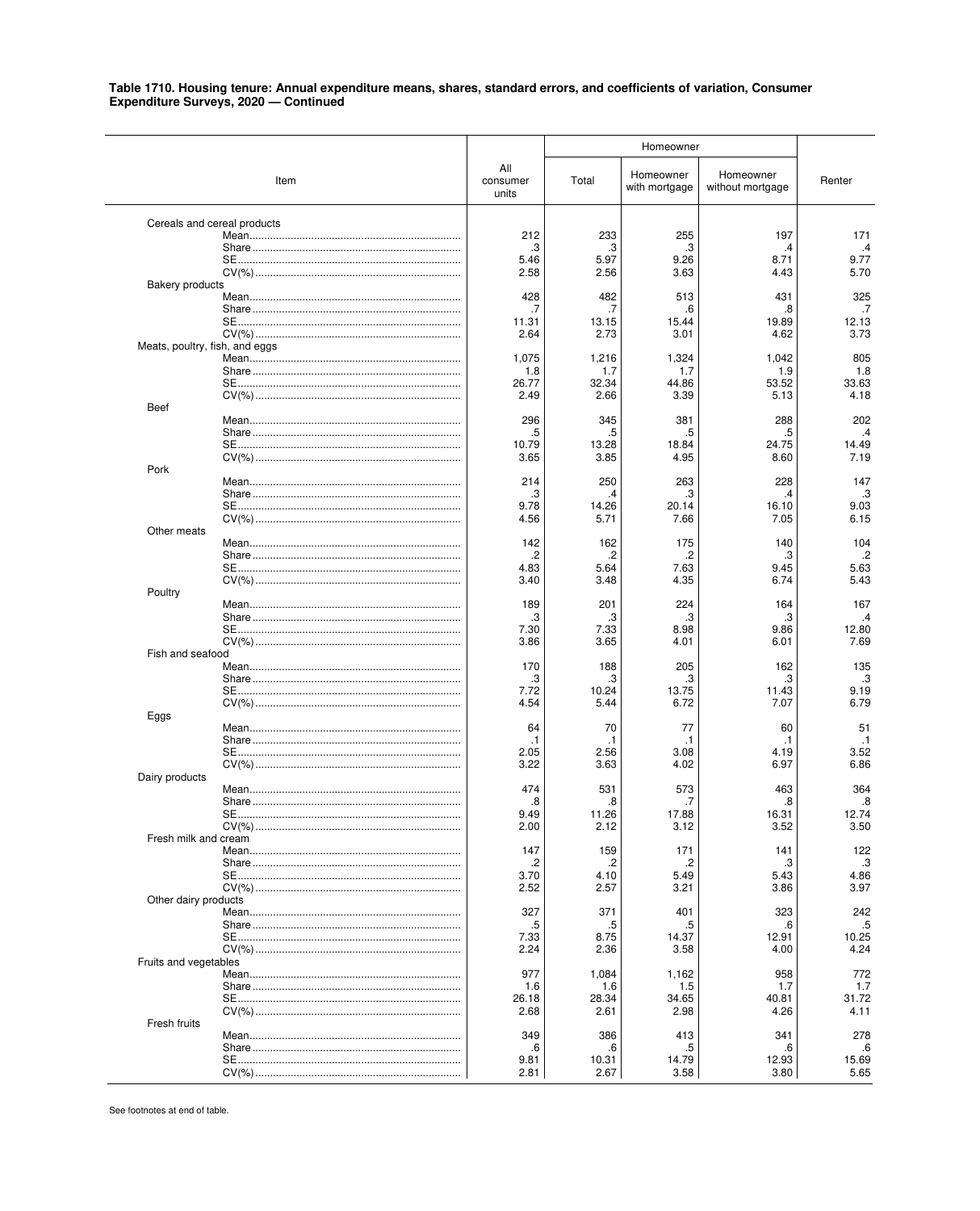**Table 1710. Housing tenure: Annual expenditure means, shares, standard errors, and coefficients of variation, Consumer Expenditure Surveys, 2020 — Continued**

| Item | All consumer units | Homeowner | | | Renter |
|---|---|---|---|---|---|
| | | Total | Homeowner with mortgage | Homeowner without mortgage | |
| Cereals and cereal products | | | | | |
| Mean | 212 | 233 | 255 | 197 | 171 |
| Share | .3 | .3 | .3 | .4 | .4 |
| SE | 5.46 | 5.97 | 9.26 | 8.71 | 9.77 |
| CV(%) | 2.58 | 2.56 | 3.63 | 4.43 | 5.70 |
| Bakery products | | | | | |
| Mean | 428 | 482 | 513 | 431 | 325 |
| Share | .7 | .7 | .6 | .8 | .7 |
| SE | 11.31 | 13.15 | 15.44 | 19.89 | 12.13 |
| CV(%) | 2.64 | 2.73 | 3.01 | 4.62 | 3.73 |
| Meats, poultry, fish, and eggs | | | | | |
| Mean | 1,075 | 1,216 | 1,324 | 1,042 | 805 |
| Share | 1.8 | 1.7 | 1.7 | 1.9 | 1.8 |
| SE | 26.77 | 32.34 | 44.86 | 53.52 | 33.63 |
| CV(%) | 2.49 | 2.66 | 3.39 | 5.13 | 4.18 |
| Beef | | | | | |
| Mean | 296 | 345 | 381 | 288 | 202 |
| Share | .5 | .5 | .5 | .5 | .4 |
| SE | 10.79 | 13.28 | 18.84 | 24.75 | 14.49 |
| CV(%) | 3.65 | 3.85 | 4.95 | 8.60 | 7.19 |
| Pork | | | | | |
| Mean | 214 | 250 | 263 | 228 | 147 |
| Share | .3 | .4 | .3 | .4 | .3 |
| SE | 9.78 | 14.26 | 20.14 | 16.10 | 9.03 |
| CV(%) | 4.56 | 5.71 | 7.66 | 7.05 | 6.15 |
| Other meats | | | | | |
| Mean | 142 | 162 | 175 | 140 | 104 |
| Share | .2 | .2 | .2 | .3 | .2 |
| SE | 4.83 | 5.64 | 7.63 | 9.45 | 5.63 |
| CV(%) | 3.40 | 3.48 | 4.35 | 6.74 | 5.43 |
| Poultry | | | | | |
| Mean | 189 | 201 | 224 | 164 | 167 |
| Share | .3 | .3 | .3 | .3 | .4 |
| SE | 7.30 | 7.33 | 8.98 | 9.86 | 12.80 |
| CV(%) | 3.86 | 3.65 | 4.01 | 6.01 | 7.69 |
| Fish and seafood | | | | | |
| Mean | 170 | 188 | 205 | 162 | 135 |
| Share | .3 | .3 | .3 | .3 | .3 |
| SE | 7.72 | 10.24 | 13.75 | 11.43 | 9.19 |
| CV(%) | 4.54 | 5.44 | 6.72 | 7.07 | 6.79 |
| Eggs | | | | | |
| Mean | 64 | 70 | 77 | 60 | 51 |
| Share | .1 | .1 | .1 | .1 | .1 |
| SE | 2.05 | 2.56 | 3.08 | 4.19 | 3.52 |
| CV(%) | 3.22 | 3.63 | 4.02 | 6.97 | 6.86 |
| Dairy products | | | | | |
| Mean | 474 | 531 | 573 | 463 | 364 |
| Share | .8 | .8 | .7 | .8 | .8 |
| SE | 9.49 | 11.26 | 17.88 | 16.31 | 12.74 |
| CV(%) | 2.00 | 2.12 | 3.12 | 3.52 | 3.50 |
| Fresh milk and cream | | | | | |
| Mean | 147 | 159 | 171 | 141 | 122 |
| Share | .2 | .2 | .2 | .3 | .3 |
| SE | 3.70 | 4.10 | 5.49 | 5.43 | 4.86 |
| CV(%) | 2.52 | 2.57 | 3.21 | 3.86 | 3.97 |
| Other dairy products | | | | | |
| Mean | 327 | 371 | 401 | 323 | 242 |
| Share | .5 | .5 | .5 | .6 | .5 |
| SE | 7.33 | 8.75 | 14.37 | 12.91 | 10.25 |
| CV(%) | 2.24 | 2.36 | 3.58 | 4.00 | 4.24 |
| Fruits and vegetables | | | | | |
| Mean | 977 | 1,084 | 1,162 | 958 | 772 |
| Share | 1.6 | 1.6 | 1.5 | 1.7 | 1.7 |
| SE | 26.18 | 28.34 | 34.65 | 40.81 | 31.72 |
| CV(%) | 2.68 | 2.61 | 2.98 | 4.26 | 4.11 |
| Fresh fruits | | | | | |
| Mean | 349 | 386 | 413 | 341 | 278 |
| Share | .6 | .6 | .5 | .6 | .6 |
| SE | 9.81 | 10.31 | 14.79 | 12.93 | 15.69 |
| CV(%) | 2.81 | 2.67 | 3.58 | 3.80 | 5.65 |

See footnotes at end of table.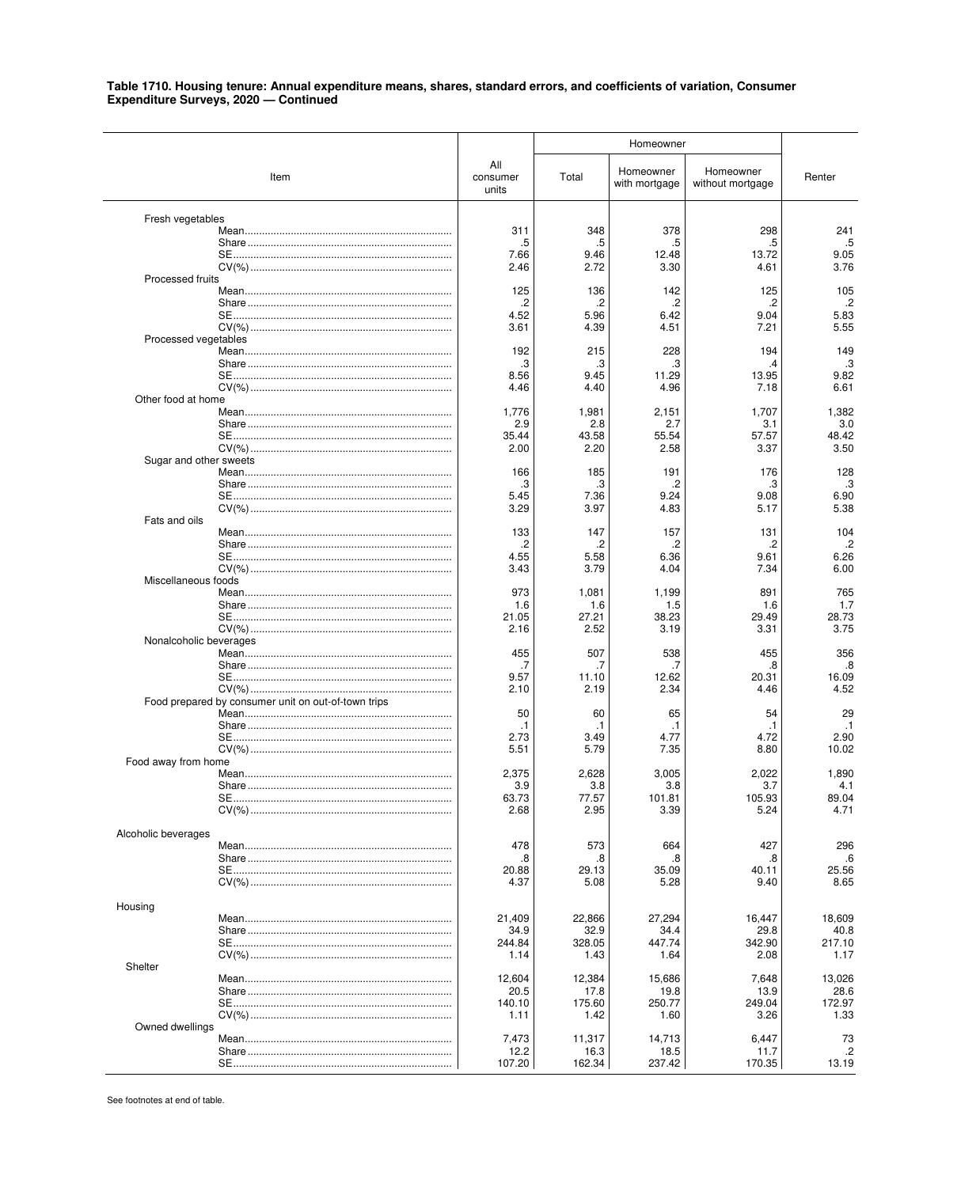**Table 1710. Housing tenure: Annual expenditure means, shares, standard errors, and coefficients of variation, Consumer Expenditure Surveys, 2020 — Continued**

| Item | All consumer units | Homeowner | | | Renter |
|---|---|---|---|---|---|
| | | Total | Homeowner with mortgage | Homeowner without mortgage | |
| Fresh vegetables | | | | | |
| Mean | 311 | 348 | 378 | 298 | 241 |
| Share | .5 | .5 | .5 | .5 | .5 |
| SE | 7.66 | 9.46 | 12.48 | 13.72 | 9.05 |
| CV(%) | 2.46 | 2.72 | 3.30 | 4.61 | 3.76 |
| Processed fruits | | | | | |
| Mean | 125 | 136 | 142 | 125 | 105 |
| Share | .2 | .2 | .2 | .2 | .2 |
| SE | 4.52 | 5.96 | 6.42 | 9.04 | 5.83 |
| CV(%) | 3.61 | 4.39 | 4.51 | 7.21 | 5.55 |
| Processed vegetables | | | | | |
| Mean | 192 | 215 | 228 | 194 | 149 |
| Share | .3 | .3 | .3 | .4 | .3 |
| SE | 8.56 | 9.45 | 11.29 | 13.95 | 9.82 |
| CV(%) | 4.46 | 4.40 | 4.96 | 7.18 | 6.61 |
| Other food at home | | | | | |
| Mean | 1,776 | 1,981 | 2,151 | 1,707 | 1,382 |
| Share | 2.9 | 2.8 | 2.7 | 3.1 | 3.0 |
| SE | 35.44 | 43.58 | 55.54 | 57.57 | 48.42 |
| CV(%) | 2.00 | 2.20 | 2.58 | 3.37 | 3.50 |
| Sugar and other sweets | | | | | |
| Mean | 166 | 185 | 191 | 176 | 128 |
| Share | .3 | .3 | .2 | .3 | .3 |
| SE | 5.45 | 7.36 | 9.24 | 9.08 | 6.90 |
| CV(%) | 3.29 | 3.97 | 4.83 | 5.17 | 5.38 |
| Fats and oils | | | | | |
| Mean | 133 | 147 | 157 | 131 | 104 |
| Share | .2 | .2 | .2 | .2 | .2 |
| SE | 4.55 | 5.58 | 6.36 | 9.61 | 6.26 |
| CV(%) | 3.43 | 3.79 | 4.04 | 7.34 | 6.00 |
| Miscellaneous foods | | | | | |
| Mean | 973 | 1,081 | 1,199 | 891 | 765 |
| Share | 1.6 | 1.6 | 1.5 | 1.6 | 1.7 |
| SE | 21.05 | 27.21 | 38.23 | 29.49 | 28.73 |
| CV(%) | 2.16 | 2.52 | 3.19 | 3.31 | 3.75 |
| Nonalcoholic beverages | | | | | |
| Mean | 455 | 507 | 538 | 455 | 356 |
| Share | .7 | .7 | .7 | .8 | .8 |
| SE | 9.57 | 11.10 | 12.62 | 20.31 | 16.09 |
| CV(%) | 2.10 | 2.19 | 2.34 | 4.46 | 4.52 |
| Food prepared by consumer unit on out-of-town trips | | | | | |
| Mean | 50 | 60 | 65 | 54 | 29 |
| Share | .1 | .1 | .1 | .1 | .1 |
| SE | 2.73 | 3.49 | 4.77 | 4.72 | 2.90 |
| CV(%) | 5.51 | 5.79 | 7.35 | 8.80 | 10.02 |
| Food away from home | | | | | |
| Mean | 2,375 | 2,628 | 3,005 | 2,022 | 1,890 |
| Share | 3.9 | 3.8 | 3.8 | 3.7 | 4.1 |
| SE | 63.73 | 77.57 | 101.81 | 105.93 | 89.04 |
| CV(%) | 2.68 | 2.95 | 3.39 | 5.24 | 4.71 |
| Alcoholic beverages | | | | | |
| Mean | 478 | 573 | 664 | 427 | 296 |
| Share | .8 | .8 | .8 | .8 | .6 |
| SE | 20.88 | 29.13 | 35.09 | 40.11 | 25.56 |
| CV(%) | 4.37 | 5.08 | 5.28 | 9.40 | 8.65 |
| Housing | | | | | |
| Mean | 21,409 | 22,866 | 27,294 | 16,447 | 18,609 |
| Share | 34.9 | 32.9 | 34.4 | 29.8 | 40.8 |
| SE | 244.84 | 328.05 | 447.74 | 342.90 | 217.10 |
| CV(%) | 1.14 | 1.43 | 1.64 | 2.08 | 1.17 |
| Shelter | | | | | |
| Mean | 12,604 | 12,384 | 15,686 | 7,648 | 13,026 |
| Share | 20.5 | 17.8 | 19.8 | 13.9 | 28.6 |
| SE | 140.10 | 175.60 | 250.77 | 249.04 | 172.97 |
| CV(%) | 1.11 | 1.42 | 1.60 | 3.26 | 1.33 |
| Owned dwellings | | | | | |
| Mean | 7,473 | 11,317 | 14,713 | 6,447 | 73 |
| Share | 12.2 | 16.3 | 18.5 | 11.7 | .2 |
| SE | 107.20 | 162.34 | 237.42 | 170.35 | 13.19 |

See footnotes at end of table.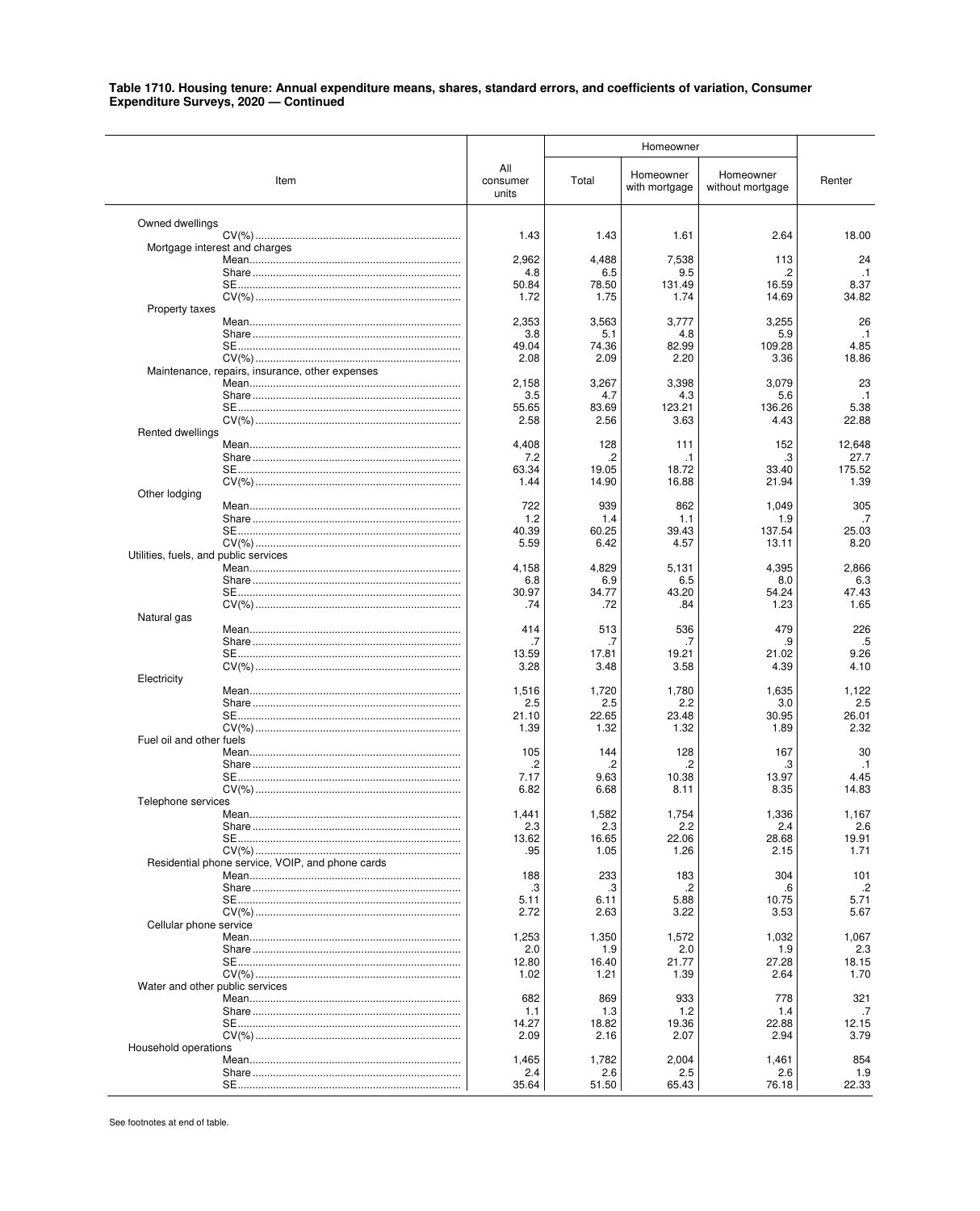**Table 1710. Housing tenure: Annual expenditure means, shares, standard errors, and coefficients of variation, Consumer Expenditure Surveys, 2020 — Continued**

| Item | All consumer units | Homeowner | | | Renter |
|---|---|---|---|---|---|
| | | Total | Homeowner with mortgage | Homeowner without mortgage | |
| Owned dwellings | | | | | |
| CV(%) | 1.43 | 1.43 | 1.61 | 2.64 | 18.00 |
| Mortgage interest and charges | | | | | |
| Mean | 2,962 | 4,488 | 7,538 | 113 | 24 |
| Share | 4.8 | 6.5 | 9.5 | .2 | .1 |
| SE | 50.84 | 78.50 | 131.49 | 16.59 | 8.37 |
| CV(%) | 1.72 | 1.75 | 1.74 | 14.69 | 34.82 |
| Property taxes | | | | | |
| Mean | 2,353 | 3,563 | 3,777 | 3,255 | 26 |
| Share | 3.8 | 5.1 | 4.8 | 5.9 | .1 |
| SE | 49.04 | 74.36 | 82.99 | 109.28 | 4.85 |
| CV(%) | 2.08 | 2.09 | 2.20 | 3.36 | 18.86 |
| Maintenance, repairs, insurance, other expenses | | | | | |
| Mean | 2,158 | 3,267 | 3,398 | 3,079 | 23 |
| Share | 3.5 | 4.7 | 4.3 | 5.6 | .1 |
| SE | 55.65 | 83.69 | 123.21 | 136.26 | 5.38 |
| CV(%) | 2.58 | 2.56 | 3.63 | 4.43 | 22.88 |
| Rented dwellings | | | | | |
| Mean | 4,408 | 128 | 111 | 152 | 12,648 |
| Share | 7.2 | .2 | .1 | .3 | 27.7 |
| SE | 63.34 | 19.05 | 18.72 | 33.40 | 175.52 |
| CV(%) | 1.44 | 14.90 | 16.88 | 21.94 | 1.39 |
| Other lodging | | | | | |
| Mean | 722 | 939 | 862 | 1,049 | 305 |
| Share | 1.2 | 1.4 | 1.1 | 1.9 | .7 |
| SE | 40.39 | 60.25 | 39.43 | 137.54 | 25.03 |
| CV(%) | 5.59 | 6.42 | 4.57 | 13.11 | 8.20 |
| Utilities, fuels, and public services | | | | | |
| Mean | 4,158 | 4,829 | 5,131 | 4,395 | 2,866 |
| Share | 6.8 | 6.9 | 6.5 | 8.0 | 6.3 |
| SE | 30.97 | 34.77 | 43.20 | 54.24 | 47.43 |
| CV(%) | .74 | .72 | .84 | 1.23 | 1.65 |
| Natural gas | | | | | |
| Mean | 414 | 513 | 536 | 479 | 226 |
| Share | .7 | .7 | .7 | .9 | .5 |
| SE | 13.59 | 17.81 | 19.21 | 21.02 | 9.26 |
| CV(%) | 3.28 | 3.48 | 3.58 | 4.39 | 4.10 |
| Electricity | | | | | |
| Mean | 1,516 | 1,720 | 1,780 | 1,635 | 1,122 |
| Share | 2.5 | 2.5 | 2.2 | 3.0 | 2.5 |
| SE | 21.10 | 22.65 | 23.48 | 30.95 | 26.01 |
| CV(%) | 1.39 | 1.32 | 1.32 | 1.89 | 2.32 |
| Fuel oil and other fuels | | | | | |
| Mean | 105 | 144 | 128 | 167 | 30 |
| Share | .2 | .2 | .2 | .3 | .1 |
| SE | 7.17 | 9.63 | 10.38 | 13.97 | 4.45 |
| CV(%) | 6.82 | 6.68 | 8.11 | 8.35 | 14.83 |
| Telephone services | | | | | |
| Mean | 1,441 | 1,582 | 1,754 | 1,336 | 1,167 |
| Share | 2.3 | 2.3 | 2.2 | 2.4 | 2.6 |
| SE | 13.62 | 16.65 | 22.06 | 28.68 | 19.91 |
| CV(%) | .95 | 1.05 | 1.26 | 2.15 | 1.71 |
| Residential phone service, VOIP, and phone cards | | | | | |
| Mean | 188 | 233 | 183 | 304 | 101 |
| Share | .3 | .3 | .2 | .6 | .2 |
| SE | 5.11 | 6.11 | 5.88 | 10.75 | 5.71 |
| CV(%) | 2.72 | 2.63 | 3.22 | 3.53 | 5.67 |
| Cellular phone service | | | | | |
| Mean | 1,253 | 1,350 | 1,572 | 1,032 | 1,067 |
| Share | 2.0 | 1.9 | 2.0 | 1.9 | 2.3 |
| SE | 12.80 | 16.40 | 21.77 | 27.28 | 18.15 |
| CV(%) | 1.02 | 1.21 | 1.39 | 2.64 | 1.70 |
| Water and other public services | | | | | |
| Mean | 682 | 869 | 933 | 778 | 321 |
| Share | 1.1 | 1.3 | 1.2 | 1.4 | .7 |
| SE | 14.27 | 18.82 | 19.36 | 22.88 | 12.15 |
| CV(%) | 2.09 | 2.16 | 2.07 | 2.94 | 3.79 |
| Household operations | | | | | |
| Mean | 1,465 | 1,782 | 2,004 | 1,461 | 854 |
| Share | 2.4 | 2.6 | 2.5 | 2.6 | 1.9 |
| SE | 35.64 | 51.50 | 65.43 | 76.18 | 22.33 |

See footnotes at end of table.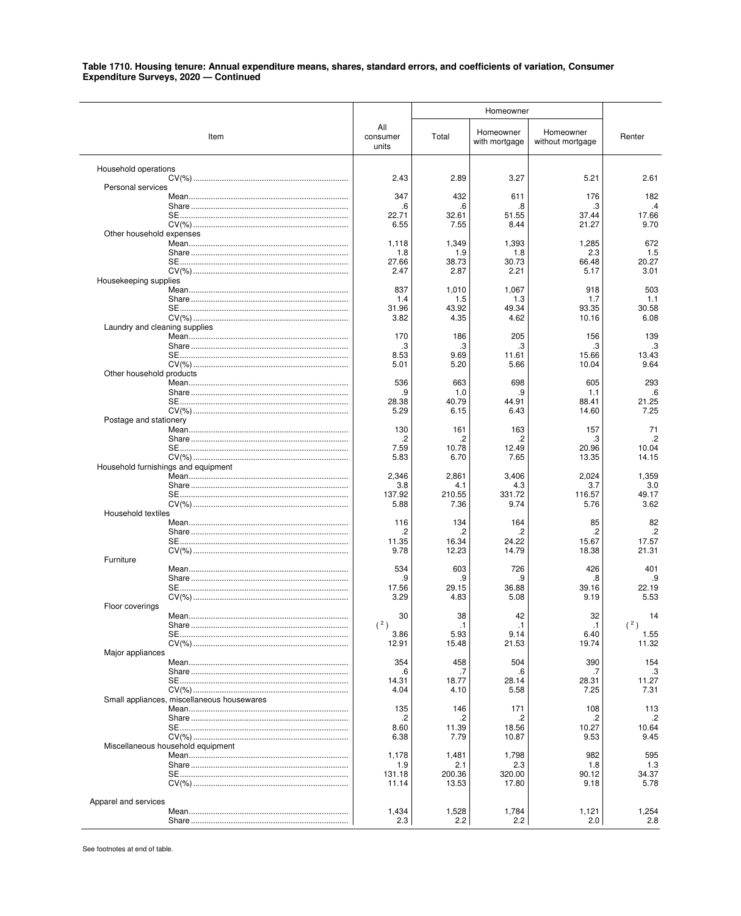**Table 1710. Housing tenure: Annual expenditure means, shares, standard errors, and coefficients of variation, Consumer Expenditure Surveys, 2020 — Continued**

| Item | All consumer units | Homeowner | | | Renter |
|---|---|---|---|---|---|
| | | Total | Homeowner with mortgage | Homeowner without mortgage | |
| Household operations | | | | | |
| CV(%) | 2.43 | 2.89 | 3.27 | 5.21 | 2.61 |
| Personal services | | | | | |
| Mean | 347 | 432 | 611 | 176 | 182 |
| Share | .6 | .6 | .8 | .3 | .4 |
| SE | 22.71 | 32.61 | 51.55 | 37.44 | 17.66 |
| CV(%) | 6.55 | 7.55 | 8.44 | 21.27 | 9.70 |
| Other household expenses | | | | | |
| Mean | 1,118 | 1,349 | 1,393 | 1,285 | 672 |
| Share | 1.8 | 1.9 | 1.8 | 2.3 | 1.5 |
| SE | 27.66 | 38.73 | 30.73 | 66.48 | 20.27 |
| CV(%) | 2.47 | 2.87 | 2.21 | 5.17 | 3.01 |
| Housekeeping supplies | | | | | |
| Mean | 837 | 1,010 | 1,067 | 918 | 503 |
| Share | 1.4 | 1.5 | 1.3 | 1.7 | 1.1 |
| SE | 31.96 | 43.92 | 49.34 | 93.35 | 30.58 |
| CV(%) | 3.82 | 4.35 | 4.62 | 10.16 | 6.08 |
| Laundry and cleaning supplies | | | | | |
| Mean | 170 | 186 | 205 | 156 | 139 |
| Share | .3 | .3 | .3 | .3 | .3 |
| SE | 8.53 | 9.69 | 11.61 | 15.66 | 13.43 |
| CV(%) | 5.01 | 5.20 | 5.66 | 10.04 | 9.64 |
| Other household products | | | | | |
| Mean | 536 | 663 | 698 | 605 | 293 |
| Share | .9 | 1.0 | .9 | 1.1 | .6 |
| SE | 28.38 | 40.79 | 44.91 | 88.41 | 21.25 |
| CV(%) | 5.29 | 6.15 | 6.43 | 14.60 | 7.25 |
| Postage and stationery | | | | | |
| Mean | 130 | 161 | 163 | 157 | 71 |
| Share | .2 | .2 | .2 | .3 | .2 |
| SE | 7.59 | 10.78 | 12.49 | 20.96 | 10.04 |
| CV(%) | 5.83 | 6.70 | 7.65 | 13.35 | 14.15 |
| Household furnishings and equipment | | | | | |
| Mean | 2,346 | 2,861 | 3,406 | 2,024 | 1,359 |
| Share | 3.8 | 4.1 | 4.3 | 3.7 | 3.0 |
| SE | 137.92 | 210.55 | 331.72 | 116.57 | 49.17 |
| CV(%) | 5.88 | 7.36 | 9.74 | 5.76 | 3.62 |
| Household textiles | | | | | |
| Mean | 116 | 134 | 164 | 85 | 82 |
| Share | .2 | .2 | .2 | .2 | .2 |
| SE | 11.35 | 16.34 | 24.22 | 15.67 | 17.57 |
| CV(%) | 9.78 | 12.23 | 14.79 | 18.38 | 21.31 |
| Furniture | | | | | |
| Mean | 534 | 603 | 726 | 426 | 401 |
| Share | .9 | .9 | .9 | .8 | .9 |
| SE | 17.56 | 29.15 | 36.88 | 39.16 | 22.19 |
| CV(%) | 3.29 | 4.83 | 5.08 | 9.19 | 5.53 |
| Floor coverings | | | | | |
| Mean | 30 | 38 | 42 | 32 | 14 |
| Share | ( [2] ) | .1 | .1 | .1 | ( [2] ) |
| SE | 3.86 | 5.93 | 9.14 | 6.40 | 1.55 |
| CV(%) | 12.91 | 15.48 | 21.53 | 19.74 | 11.32 |
| Major appliances | | | | | |
| Mean | 354 | 458 | 504 | 390 | 154 |
| Share | .6 | .7 | .6 | .7 | .3 |
| SE | 14.31 | 18.77 | 28.14 | 28.31 | 11.27 |
| CV(%) | 4.04 | 4.10 | 5.58 | 7.25 | 7.31 |
| Small appliances, miscellaneous housewares | | | | | |
| Mean | 135 | 146 | 171 | 108 | 113 |
| Share | .2 | .2 | .2 | .2 | .2 |
| SE | 8.60 | 11.39 | 18.56 | 10.27 | 10.64 |
| CV(%) | 6.38 | 7.79 | 10.87 | 9.53 | 9.45 |
| Miscellaneous household equipment | | | | | |
| Mean | 1,178 | 1,481 | 1,798 | 982 | 595 |
| Share | 1.9 | 2.1 | 2.3 | 1.8 | 1.3 |
| SE | 131.18 | 200.36 | 320.00 | 90.12 | 34.37 |
| CV(%) | 11.14 | 13.53 | 17.80 | 9.18 | 5.78 |
| Apparel and services | | | | | |
| Mean | 1,434 | 1,528 | 1,784 | 1,121 | 1,254 |
| Share | 2.3 | 2.2 | 2.2 | 2.0 | 2.8 |

See footnotes at end of table.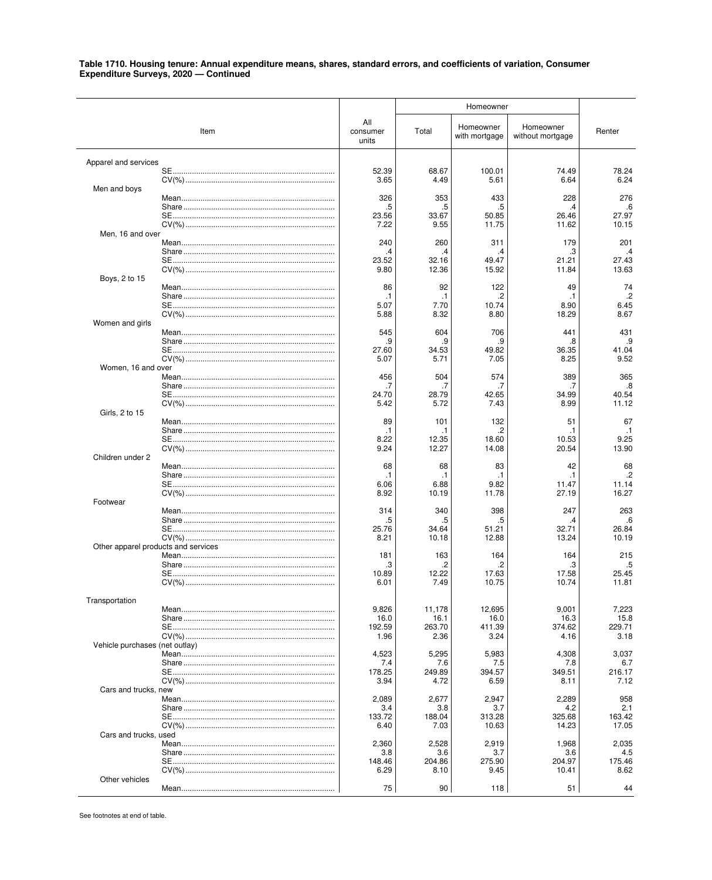**Table 1710. Housing tenure: Annual expenditure means, shares, standard errors, and coefficients of variation, Consumer Expenditure Surveys, 2020 — Continued**

| Item | All consumer units | Homeowner | | | Renter |
|---|---|---|---|---|---|
| | | Total | Homeowner with mortgage | Homeowner without mortgage | |
| **Apparel and services** | | | | | |
| SE | 52.39 | 68.67 | 100.01 | 74.49 | 78.24 |
| CV(%) | 3.65 | 4.49 | 5.61 | 6.64 | 6.24 |
| Men and boys | | | | | |
| Mean | 326 | 353 | 433 | 228 | 276 |
| Share | .5 | .5 | .5 | .4 | .6 |
| SE | 23.56 | 33.67 | 50.85 | 26.46 | 27.97 |
| CV(%) | 7.22 | 9.55 | 11.75 | 11.62 | 10.15 |
| Men, 16 and over | | | | | |
| Mean | 240 | 260 | 311 | 179 | 201 |
| Share | .4 | .4 | .4 | .3 | .4 |
| SE | 23.52 | 32.16 | 49.47 | 21.21 | 27.43 |
| CV(%) | 9.80 | 12.36 | 15.92 | 11.84 | 13.63 |
| Boys, 2 to 15 | | | | | |
| Mean | 86 | 92 | 122 | 49 | 74 |
| Share | .1 | .1 | .2 | .1 | .2 |
| SE | 5.07 | 7.70 | 10.74 | 8.90 | 6.45 |
| CV(%) | 5.88 | 8.32 | 8.80 | 18.29 | 8.67 |
| Women and girls | | | | | |
| Mean | 545 | 604 | 706 | 441 | 431 |
| Share | .9 | .9 | .9 | .8 | .9 |
| SE | 27.60 | 34.53 | 49.82 | 36.35 | 41.04 |
| CV(%) | 5.07 | 5.71 | 7.05 | 8.25 | 9.52 |
| Women, 16 and over | | | | | |
| Mean | 456 | 504 | 574 | 389 | 365 |
| Share | .7 | .7 | .7 | .7 | .8 |
| SE | 24.70 | 28.79 | 42.65 | 34.99 | 40.54 |
| CV(%) | 5.42 | 5.72 | 7.43 | 8.99 | 11.12 |
| Girls, 2 to 15 | | | | | |
| Mean | 89 | 101 | 132 | 51 | 67 |
| Share | .1 | .1 | .2 | .1 | .1 |
| SE | 8.22 | 12.35 | 18.60 | 10.53 | 9.25 |
| CV(%) | 9.24 | 12.27 | 14.08 | 20.54 | 13.90 |
| Children under 2 | | | | | |
| Mean | 68 | 68 | 83 | 42 | 68 |
| Share | .1 | .1 | .1 | .1 | .2 |
| SE | 6.06 | 6.88 | 9.82 | 11.47 | 11.14 |
| CV(%) | 8.92 | 10.19 | 11.78 | 27.19 | 16.27 |
| Footwear | | | | | |
| Mean | 314 | 340 | 398 | 247 | 263 |
| Share | .5 | .5 | .5 | .4 | .6 |
| SE | 25.76 | 34.64 | 51.21 | 32.71 | 26.84 |
| CV(%) | 8.21 | 10.18 | 12.88 | 13.24 | 10.19 |
| Other apparel products and services | | | | | |
| Mean | 181 | 163 | 164 | 164 | 215 |
| Share | .3 | .2 | .2 | .3 | .5 |
| SE | 10.89 | 12.22 | 17.63 | 17.58 | 25.45 |
| CV(%) | 6.01 | 7.49 | 10.75 | 10.74 | 11.81 |
| **Transportation** | | | | | |
| Mean | 9,826 | 11,178 | 12,695 | 9,001 | 7,223 |
| Share | 16.0 | 16.1 | 16.0 | 16.3 | 15.8 |
| SE | 192.59 | 263.70 | 411.39 | 374.62 | 229.71 |
| CV(%) | 1.96 | 2.36 | 3.24 | 4.16 | 3.18 |
| Vehicle purchases (net outlay) | | | | | |
| Mean | 4,523 | 5,295 | 5,983 | 4,308 | 3,037 |
| Share | 7.4 | 7.6 | 7.5 | 7.8 | 6.7 |
| SE | 178.25 | 249.89 | 394.57 | 349.51 | 216.17 |
| CV(%) | 3.94 | 4.72 | 6.59 | 8.11 | 7.12 |
| Cars and trucks, new | | | | | |
| Mean | 2,089 | 2,677 | 2,947 | 2,289 | 958 |
| Share | 3.4 | 3.8 | 3.7 | 4.2 | 2.1 |
| SE | 133.72 | 188.04 | 313.28 | 325.68 | 163.42 |
| CV(%) | 6.40 | 7.03 | 10.63 | 14.23 | 17.05 |
| Cars and trucks, used | | | | | |
| Mean | 2,360 | 2,528 | 2,919 | 1,968 | 2,035 |
| Share | 3.8 | 3.6 | 3.7 | 3.6 | 4.5 |
| SE | 148.46 | 204.86 | 275.90 | 204.97 | 175.46 |
| CV(%) | 6.29 | 8.10 | 9.45 | 10.41 | 8.62 |
| Other vehicles | | | | | |
| Mean | 75 | 90 | 118 | 51 | 44 |

See footnotes at end of table.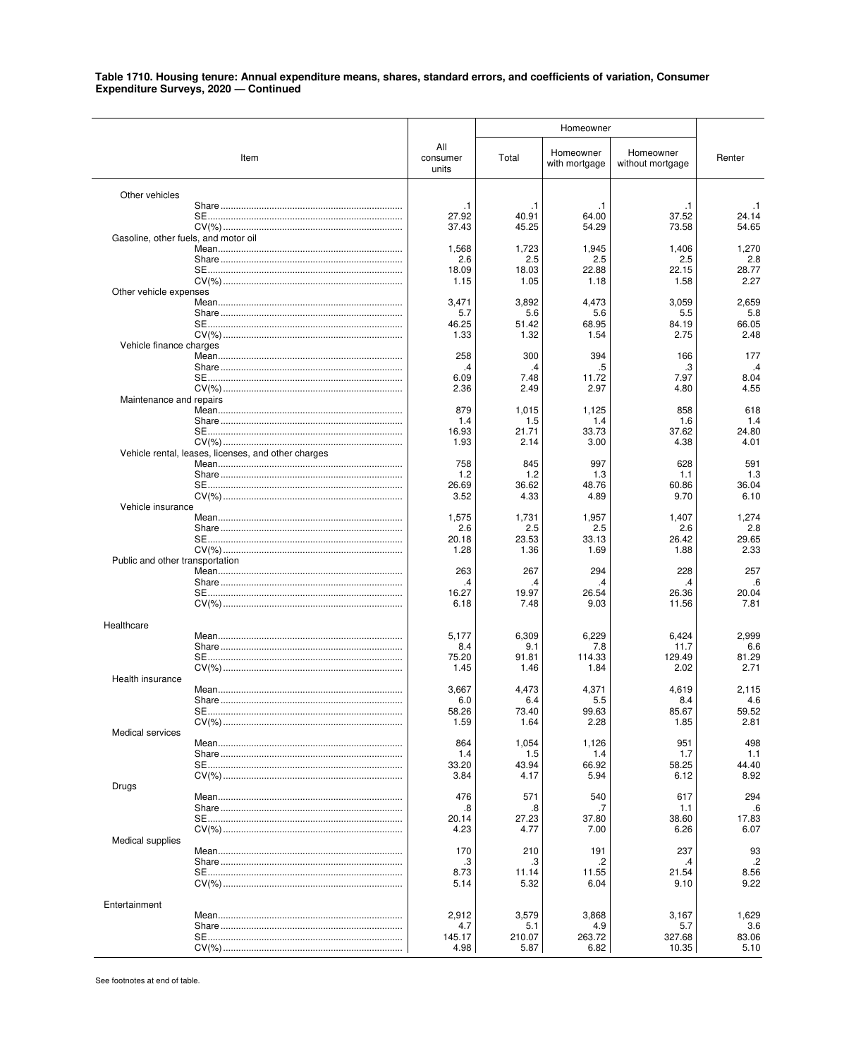**Table 1710. Housing tenure: Annual expenditure means, shares, standard errors, and coefficients of variation, Consumer Expenditure Surveys, 2020 — Continued**

| Item | All consumer units | Homeowner | | | Renter |
|---|---|---|---|---|---|
| | | Total | Homeowner with mortgage | Homeowner without mortgage | |
| Other vehicles | | | | | |
| Share | .1 | .1 | .1 | .1 | .1 |
| SE | 27.92 | 40.91 | 64.00 | 37.52 | 24.14 |
| CV(%) | 37.43 | 45.25 | 54.29 | 73.58 | 54.65 |
| Gasoline, other fuels, and motor oil | | | | | |
| Mean | 1,568 | 1,723 | 1,945 | 1,406 | 1,270 |
| Share | 2.6 | 2.5 | 2.5 | 2.5 | 2.8 |
| SE | 18.09 | 18.03 | 22.88 | 22.15 | 28.77 |
| CV(%) | 1.15 | 1.05 | 1.18 | 1.58 | 2.27 |
| Other vehicle expenses | | | | | |
| Mean | 3,471 | 3,892 | 4,473 | 3,059 | 2,659 |
| Share | 5.7 | 5.6 | 5.6 | 5.5 | 5.8 |
| SE | 46.25 | 51.42 | 68.95 | 84.19 | 66.05 |
| CV(%) | 1.33 | 1.32 | 1.54 | 2.75 | 2.48 |
| Vehicle finance charges | | | | | |
| Mean | 258 | 300 | 394 | 166 | 177 |
| Share | .4 | .4 | .5 | .3 | .4 |
| SE | 6.09 | 7.48 | 11.72 | 7.97 | 8.04 |
| CV(%) | 2.36 | 2.49 | 2.97 | 4.80 | 4.55 |
| Maintenance and repairs | | | | | |
| Mean | 879 | 1,015 | 1,125 | 858 | 618 |
| Share | 1.4 | 1.5 | 1.4 | 1.6 | 1.4 |
| SE | 16.93 | 21.71 | 33.73 | 37.62 | 24.80 |
| CV(%) | 1.93 | 2.14 | 3.00 | 4.38 | 4.01 |
| Vehicle rental, leases, licenses, and other charges | | | | | |
| Mean | 758 | 845 | 997 | 628 | 591 |
| Share | 1.2 | 1.2 | 1.3 | 1.1 | 1.3 |
| SE | 26.69 | 36.62 | 48.76 | 60.86 | 36.04 |
| CV(%) | 3.52 | 4.33 | 4.89 | 9.70 | 6.10 |
| Vehicle insurance | | | | | |
| Mean | 1,575 | 1,731 | 1,957 | 1,407 | 1,274 |
| Share | 2.6 | 2.5 | 2.5 | 2.6 | 2.8 |
| SE | 20.18 | 23.53 | 33.13 | 26.42 | 29.65 |
| CV(%) | 1.28 | 1.36 | 1.69 | 1.88 | 2.33 |
| Public and other transportation | | | | | |
| Mean | 263 | 267 | 294 | 228 | 257 |
| Share | .4 | .4 | .4 | .4 | .6 |
| SE | 16.27 | 19.97 | 26.54 | 26.36 | 20.04 |
| CV(%) | 6.18 | 7.48 | 9.03 | 11.56 | 7.81 |
| Healthcare | | | | | |
| Mean | 5,177 | 6,309 | 6,229 | 6,424 | 2,999 |
| Share | 8.4 | 9.1 | 7.8 | 11.7 | 6.6 |
| SE | 75.20 | 91.81 | 114.33 | 129.49 | 81.29 |
| CV(%) | 1.45 | 1.46 | 1.84 | 2.02 | 2.71 |
| Health insurance | | | | | |
| Mean | 3,667 | 4,473 | 4,371 | 4,619 | 2,115 |
| Share | 6.0 | 6.4 | 5.5 | 8.4 | 4.6 |
| SE | 58.26 | 73.40 | 99.63 | 85.67 | 59.52 |
| CV(%) | 1.59 | 1.64 | 2.28 | 1.85 | 2.81 |
| Medical services | | | | | |
| Mean | 864 | 1,054 | 1,126 | 951 | 498 |
| Share | 1.4 | 1.5 | 1.4 | 1.7 | 1.1 |
| SE | 33.20 | 43.94 | 66.92 | 58.25 | 44.40 |
| CV(%) | 3.84 | 4.17 | 5.94 | 6.12 | 8.92 |
| Drugs | | | | | |
| Mean | 476 | 571 | 540 | 617 | 294 |
| Share | .8 | .8 | .7 | 1.1 | .6 |
| SE | 20.14 | 27.23 | 37.80 | 38.60 | 17.83 |
| CV(%) | 4.23 | 4.77 | 7.00 | 6.26 | 6.07 |
| Medical supplies | | | | | |
| Mean | 170 | 210 | 191 | 237 | 93 |
| Share | .3 | .3 | .2 | .4 | .2 |
| SE | 8.73 | 11.14 | 11.55 | 21.54 | 8.56 |
| CV(%) | 5.14 | 5.32 | 6.04 | 9.10 | 9.22 |
| Entertainment | | | | | |
| Mean | 2,912 | 3,579 | 3,868 | 3,167 | 1,629 |
| Share | 4.7 | 5.1 | 4.9 | 5.7 | 3.6 |
| SE | 145.17 | 210.07 | 263.72 | 327.68 | 83.06 |
| CV(%) | 4.98 | 5.87 | 6.82 | 10.35 | 5.10 |

See footnotes at end of table.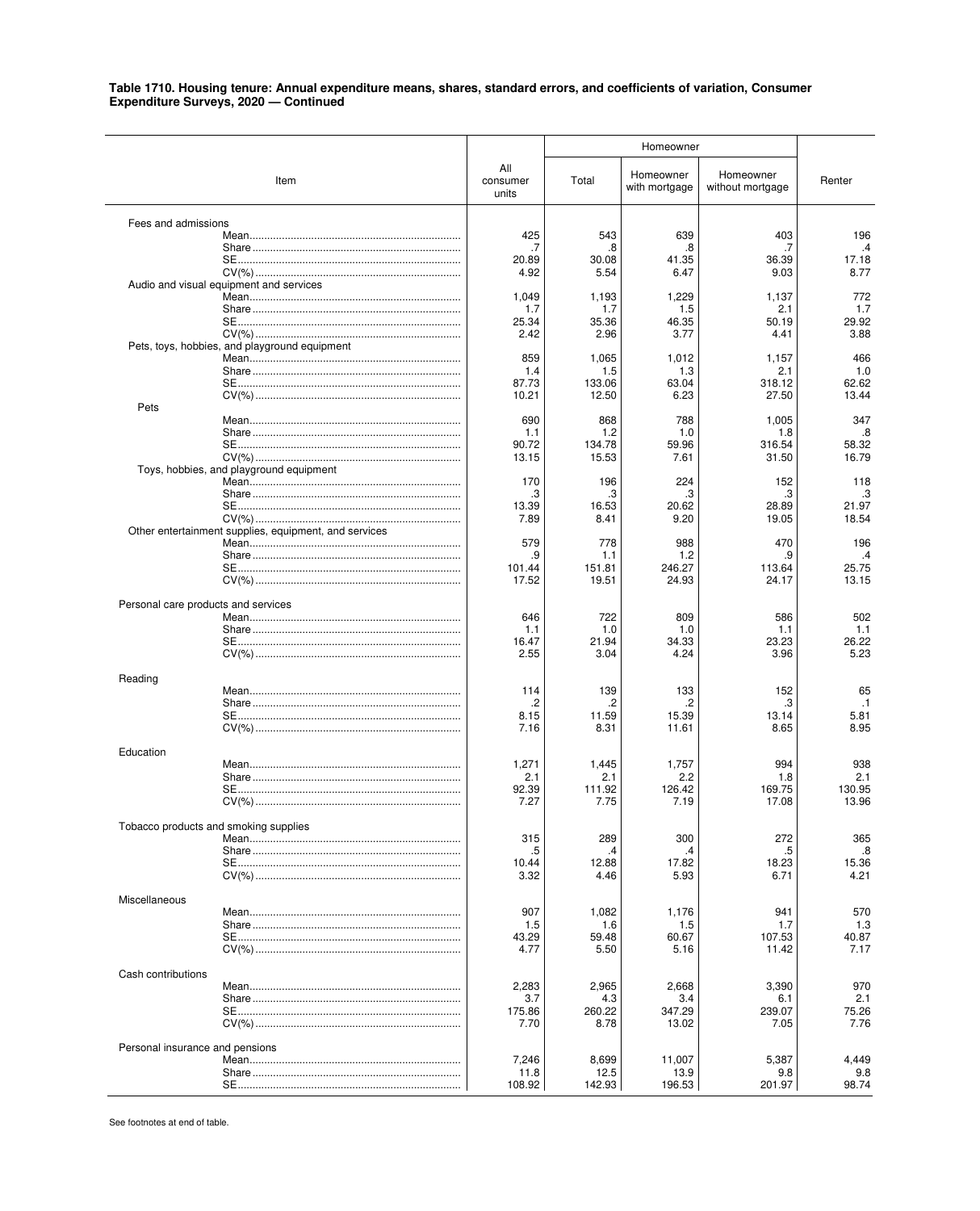**Table 1710. Housing tenure: Annual expenditure means, shares, standard errors, and coefficients of variation, Consumer Expenditure Surveys, 2020 — Continued**

| Item | All consumer units | Homeowner | | | Renter |
|---|---|---|---|---|---|
| | | Total | Homeowner with mortgage | Homeowner without mortgage | |
| Fees and admissions | | | | | |
| Mean | 425 | 543 | 639 | 403 | 196 |
| Share | .7 | .8 | .8 | .7 | .4 |
| SE | 20.89 | 30.08 | 41.35 | 36.39 | 17.18 |
| CV(%) | 4.92 | 5.54 | 6.47 | 9.03 | 8.77 |
| Audio and visual equipment and services | | | | | |
| Mean | 1,049 | 1,193 | 1,229 | 1,137 | 772 |
| Share | 1.7 | 1.7 | 1.5 | 2.1 | 1.7 |
| SE | 25.34 | 35.36 | 46.35 | 50.19 | 29.92 |
| CV(%) | 2.42 | 2.96 | 3.77 | 4.41 | 3.88 |
| Pets, toys, hobbies, and playground equipment | | | | | |
| Mean | 859 | 1,065 | 1,012 | 1,157 | 466 |
| Share | 1.4 | 1.5 | 1.3 | 2.1 | 1.0 |
| SE | 87.73 | 133.06 | 63.04 | 318.12 | 62.62 |
| CV(%) | 10.21 | 12.50 | 6.23 | 27.50 | 13.44 |
| Pets | | | | | |
| Mean | 690 | 868 | 788 | 1,005 | 347 |
| Share | 1.1 | 1.2 | 1.0 | 1.8 | .8 |
| SE | 90.72 | 134.78 | 59.96 | 316.54 | 58.32 |
| CV(%) | 13.15 | 15.53 | 7.61 | 31.50 | 16.79 |
| Toys, hobbies, and playground equipment | | | | | |
| Mean | 170 | 196 | 224 | 152 | 118 |
| Share | .3 | .3 | .3 | .3 | .3 |
| SE | 13.39 | 16.53 | 20.62 | 28.89 | 21.97 |
| CV(%) | 7.89 | 8.41 | 9.20 | 19.05 | 18.54 |
| Other entertainment supplies, equipment, and services | | | | | |
| Mean | 579 | 778 | 988 | 470 | 196 |
| Share | .9 | 1.1 | 1.2 | .9 | .4 |
| SE | 101.44 | 151.81 | 246.27 | 113.64 | 25.75 |
| CV(%) | 17.52 | 19.51 | 24.93 | 24.17 | 13.15 |
| Personal care products and services | | | | | |
| Mean | 646 | 722 | 809 | 586 | 502 |
| Share | 1.1 | 1.0 | 1.0 | 1.1 | 1.1 |
| SE | 16.47 | 21.94 | 34.33 | 23.23 | 26.22 |
| CV(%) | 2.55 | 3.04 | 4.24 | 3.96 | 5.23 |
| Reading | | | | | |
| Mean | 114 | 139 | 133 | 152 | 65 |
| Share | .2 | .2 | .2 | .3 | .1 |
| SE | 8.15 | 11.59 | 15.39 | 13.14 | 5.81 |
| CV(%) | 7.16 | 8.31 | 11.61 | 8.65 | 8.95 |
| Education | | | | | |
| Mean | 1,271 | 1,445 | 1,757 | 994 | 938 |
| Share | 2.1 | 2.1 | 2.2 | 1.8 | 2.1 |
| SE | 92.39 | 111.92 | 126.42 | 169.75 | 130.95 |
| CV(%) | 7.27 | 7.75 | 7.19 | 17.08 | 13.96 |
| Tobacco products and smoking supplies | | | | | |
| Mean | 315 | 289 | 300 | 272 | 365 |
| Share | .5 | .4 | .4 | .5 | .8 |
| SE | 10.44 | 12.88 | 17.82 | 18.23 | 15.36 |
| CV(%) | 3.32 | 4.46 | 5.93 | 6.71 | 4.21 |
| Miscellaneous | | | | | |
| Mean | 907 | 1,082 | 1,176 | 941 | 570 |
| Share | 1.5 | 1.6 | 1.5 | 1.7 | 1.3 |
| SE | 43.29 | 59.48 | 60.67 | 107.53 | 40.87 |
| CV(%) | 4.77 | 5.50 | 5.16 | 11.42 | 7.17 |
| Cash contributions | | | | | |
| Mean | 2,283 | 2,965 | 2,668 | 3,390 | 970 |
| Share | 3.7 | 4.3 | 3.4 | 6.1 | 2.1 |
| SE | 175.86 | 260.22 | 347.29 | 239.07 | 75.26 |
| CV(%) | 7.70 | 8.78 | 13.02 | 7.05 | 7.76 |
| Personal insurance and pensions | | | | | |
| Mean | 7,246 | 8,699 | 11,007 | 5,387 | 4,449 |
| Share | 11.8 | 12.5 | 13.9 | 9.8 | 9.8 |
| SE | 108.92 | 142.93 | 196.53 | 201.97 | 98.74 |

See footnotes at end of table.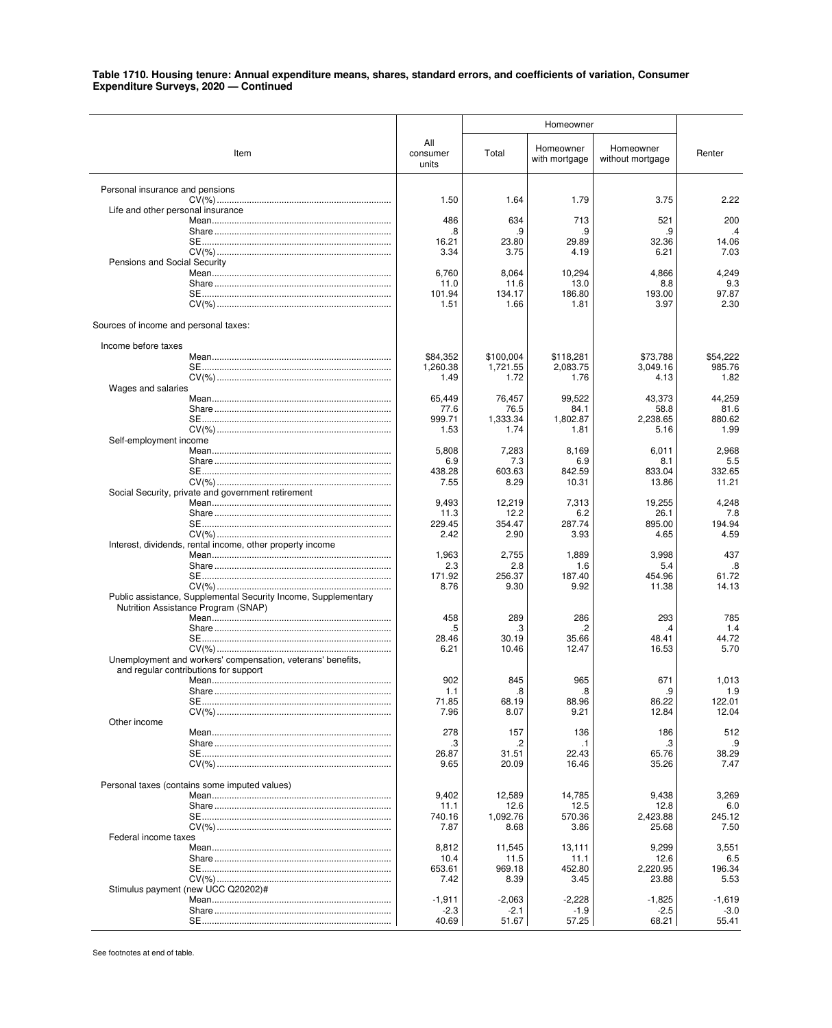**Table 1710. Housing tenure: Annual expenditure means, shares, standard errors, and coefficients of variation, Consumer Expenditure Surveys, 2020 — Continued**

| Item | All consumer units | Homeowner | | | Renter |
|---|---|---|---|---|---|
| | | Total | Homeowner with mortgage | Homeowner without mortgage | |
| Personal insurance and pensions | | | | | |
| CV(%) | 1.50 | 1.64 | 1.79 | 3.75 | 2.22 |
| Life and other personal insurance | | | | | |
| Mean | 486 | 634 | 713 | 521 | 200 |
| Share | .8 | .9 | .9 | .9 | .4 |
| SE | 16.21 | 23.80 | 29.89 | 32.36 | 14.06 |
| CV(%) | 3.34 | 3.75 | 4.19 | 6.21 | 7.03 |
| Pensions and Social Security | | | | | |
| Mean | 6,760 | 8,064 | 10,294 | 4,866 | 4,249 |
| Share | 11.0 | 11.6 | 13.0 | 8.8 | 9.3 |
| SE | 101.94 | 134.17 | 186.80 | 193.00 | 97.87 |
| CV(%) | 1.51 | 1.66 | 1.81 | 3.97 | 2.30 |
| Sources of income and personal taxes: | | | | | |
| Income before taxes | | | | | |
| Mean | $84,352 | $100,004 | $118,281 | $73,788 | $54,222 |
| SE | 1,260.38 | 1,721.55 | 2,083.75 | 3,049.16 | 985.76 |
| CV(%) | 1.49 | 1.72 | 1.76 | 4.13 | 1.82 |
| Wages and salaries | | | | | |
| Mean | 65,449 | 76,457 | 99,522 | 43,373 | 44,259 |
| Share | 77.6 | 76.5 | 84.1 | 58.8 | 81.6 |
| SE | 999.71 | 1,333.34 | 1,802.87 | 2,238.65 | 880.62 |
| CV(%) | 1.53 | 1.74 | 1.81 | 5.16 | 1.99 |
| Self-employment income | | | | | |
| Mean | 5,808 | 7,283 | 8,169 | 6,011 | 2,968 |
| Share | 6.9 | 7.3 | 6.9 | 8.1 | 5.5 |
| SE | 438.28 | 603.63 | 842.59 | 833.04 | 332.65 |
| CV(%) | 7.55 | 8.29 | 10.31 | 13.86 | 11.21 |
| Social Security, private and government retirement | | | | | |
| Mean | 9,493 | 12,219 | 7,313 | 19,255 | 4,248 |
| Share | 11.3 | 12.2 | 6.2 | 26.1 | 7.8 |
| SE | 229.45 | 354.47 | 287.74 | 895.00 | 194.94 |
| CV(%) | 2.42 | 2.90 | 3.93 | 4.65 | 4.59 |
| Interest, dividends, rental income, other property income | | | | | |
| Mean | 1,963 | 2,755 | 1,889 | 3,998 | 437 |
| Share | 2.3 | 2.8 | 1.6 | 5.4 | .8 |
| SE | 171.92 | 256.37 | 187.40 | 454.96 | 61.72 |
| CV(%) | 8.76 | 9.30 | 9.92 | 11.38 | 14.13 |
| Public assistance, Supplemental Security Income, Supplementary Nutrition Assistance Program (SNAP) | | | | | |
| Mean | 458 | 289 | 286 | 293 | 785 |
| Share | .5 | .3 | .2 | .4 | 1.4 |
| SE | 28.46 | 30.19 | 35.66 | 48.41 | 44.72 |
| CV(%) | 6.21 | 10.46 | 12.47 | 16.53 | 5.70 |
| Unemployment and workers' compensation, veterans' benefits, and regular contributions for support | | | | | |
| Mean | 902 | 845 | 965 | 671 | 1,013 |
| Share | 1.1 | .8 | .8 | .9 | 1.9 |
| SE | 71.85 | 68.19 | 88.96 | 86.22 | 122.01 |
| CV(%) | 7.96 | 8.07 | 9.21 | 12.84 | 12.04 |
| Other income | | | | | |
| Mean | 278 | 157 | 136 | 186 | 512 |
| Share | .3 | .2 | .1 | .3 | .9 |
| SE | 26.87 | 31.51 | 22.43 | 65.76 | 38.29 |
| CV(%) | 9.65 | 20.09 | 16.46 | 35.26 | 7.47 |
| Personal taxes (contains some imputed values) | | | | | |
| Mean | 9,402 | 12,589 | 14,785 | 9,438 | 3,269 |
| Share | 11.1 | 12.6 | 12.5 | 12.8 | 6.0 |
| SE | 740.16 | 1,092.76 | 570.36 | 2,423.88 | 245.12 |
| CV(%) | 7.87 | 8.68 | 3.86 | 25.68 | 7.50 |
| Federal income taxes | | | | | |
| Mean | 8,812 | 11,545 | 13,111 | 9,299 | 3,551 |
| Share | 10.4 | 11.5 | 11.1 | 12.6 | 6.5 |
| SE | 653.61 | 969.18 | 452.80 | 2,220.95 | 196.34 |
| CV(%) | 7.42 | 8.39 | 3.45 | 23.88 | 5.53 |
| Stimulus payment (new UCC Q20202)# | | | | | |
| Mean | -1,911 | -2,063 | -2,228 | -1,825 | -1,619 |
| Share | -2.3 | -2.1 | -1.9 | -2.5 | -3.0 |
| SE | 40.69 | 51.67 | 57.25 | 68.21 | 55.41 |

See footnotes at end of table.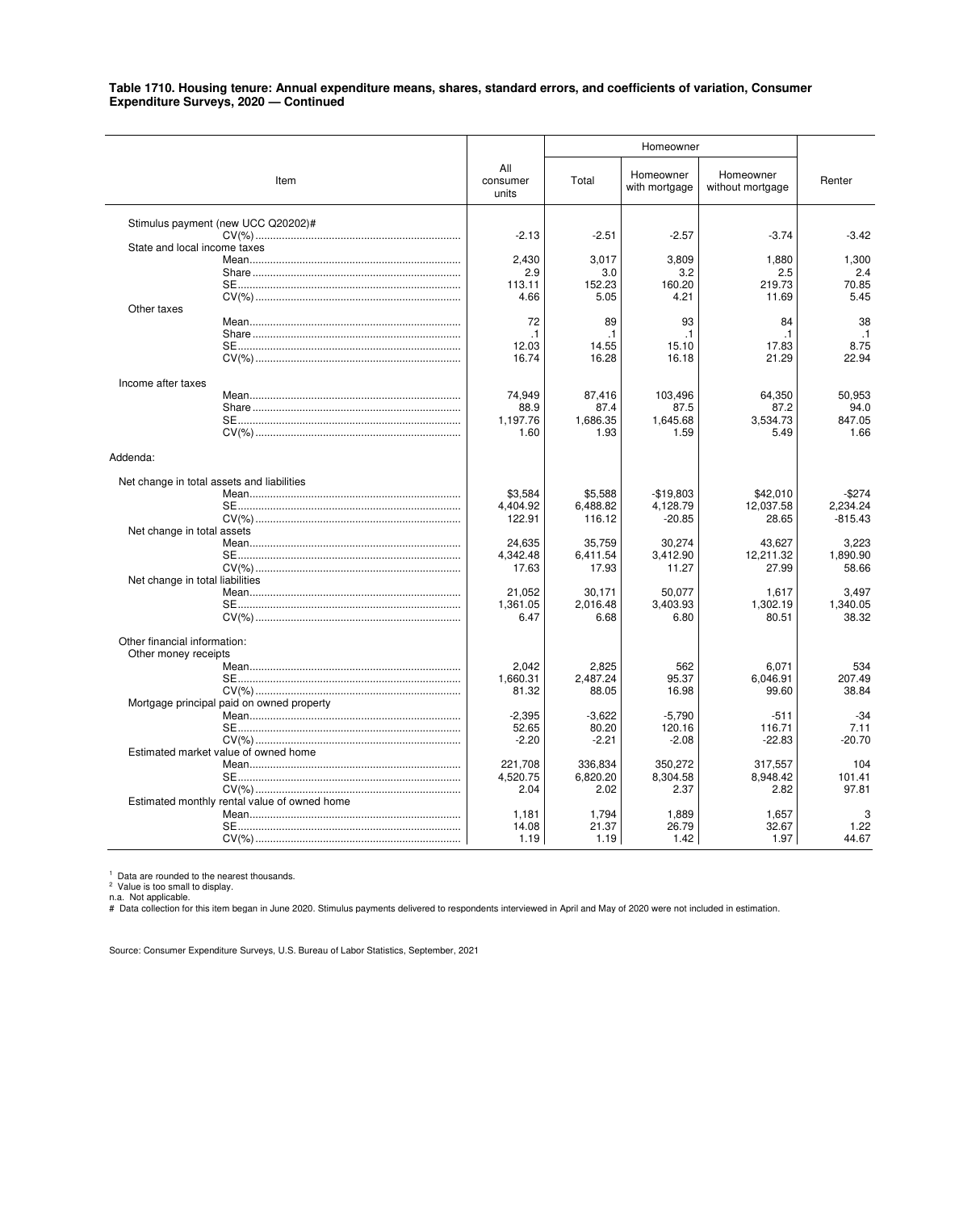**Table 1710. Housing tenure: Annual expenditure means, shares, standard errors, and coefficients of variation, Consumer Expenditure Surveys, 2020 — Continued**

| Item | All consumer units | Homeowner | | | Renter |
|---|---|---|---|---|---|
| | | Total | Homeowner with mortgage | Homeowner without mortgage | |
| Stimulus payment (new UCC Q20202)# | | | | | |
| CV(%) | -2.13 | -2.51 | -2.57 | -3.74 | -3.42 |
| State and local income taxes | | | | | |
| Mean | 2,430 | 3,017 | 3,809 | 1,880 | 1,300 |
| Share | 2.9 | 3.0 | 3.2 | 2.5 | 2.4 |
| SE | 113.11 | 152.23 | 160.20 | 219.73 | 70.85 |
| CV(%) | 4.66 | 5.05 | 4.21 | 11.69 | 5.45 |
| Other taxes | | | | | |
| Mean | 72 | 89 | 93 | 84 | 38 |
| Share | .1 | .1 | .1 | .1 | .1 |
| SE | 12.03 | 14.55 | 15.10 | 17.83 | 8.75 |
| CV(%) | 16.74 | 16.28 | 16.18 | 21.29 | 22.94 |
| Income after taxes | | | | | |
| Mean | 74,949 | 87,416 | 103,496 | 64,350 | 50,953 |
| Share | 88.9 | 87.4 | 87.5 | 87.2 | 94.0 |
| SE | 1,197.76 | 1,686.35 | 1,645.68 | 3,534.73 | 847.05 |
| CV(%) | 1.60 | 1.93 | 1.59 | 5.49 | 1.66 |
| Addenda: | | | | | |
| Net change in total assets and liabilities | | | | | |
| Mean | $3,584 | $5,588 | -$19,803 | $42,010 | -$274 |
| SE | 4,404.92 | 6,488.82 | 4,128.79 | 12,037.58 | 2,234.24 |
| CV(%) | 122.91 | 116.12 | -20.85 | 28.65 | -815.43 |
| Net change in total assets | | | | | |
| Mean | 24,635 | 35,759 | 30,274 | 43,627 | 3,223 |
| SE | 4,342.48 | 6,411.54 | 3,412.90 | 12,211.32 | 1,890.90 |
| CV(%) | 17.63 | 17.93 | 11.27 | 27.99 | 58.66 |
| Net change in total liabilities | | | | | |
| Mean | 21,052 | 30,171 | 50,077 | 1,617 | 3,497 |
| SE | 1,361.05 | 2,016.48 | 3,403.93 | 1,302.19 | 1,340.05 |
| CV(%) | 6.47 | 6.68 | 6.80 | 80.51 | 38.32 |
| Other financial information: | | | | | |
| Other money receipts | | | | | |
| Mean | 2,042 | 2,825 | 562 | 6,071 | 534 |
| SE | 1,660.31 | 2,487.24 | 95.37 | 6,046.91 | 207.49 |
| CV(%) | 81.32 | 88.05 | 16.98 | 99.60 | 38.84 |
| Mortgage principal paid on owned property | | | | | |
| Mean | -2,395 | -3,622 | -5,790 | -511 | -34 |
| SE | 52.65 | 80.20 | 120.16 | 116.71 | 7.11 |
| CV(%) | -2.20 | -2.21 | -2.08 | -22.83 | -20.70 |
| Estimated market value of owned home | | | | | |
| Mean | 221,708 | 336,834 | 350,272 | 317,557 | 104 |
| SE | 4,520.75 | 6,820.20 | 8,304.58 | 8,948.42 | 101.41 |
| CV(%) | 2.04 | 2.02 | 2.37 | 2.82 | 97.81 |
| Estimated monthly rental value of owned home | | | | | |
| Mean | 1,181 | 1,794 | 1,889 | 1,657 | 3 |
| SE | 14.08 | 21.37 | 26.79 | 32.67 | 1.22 |
| CV(%) | 1.19 | 1.19 | 1.42 | 1.97 | 44.67 |

[1] Data are rounded to the nearest thousands.
[2] Value is too small to display.
n.a. Not applicable.
# Data collection for this item began in June 2020. Stimulus payments delivered to respondents interviewed in April and May of 2020 were not included in estimation.

Source: Consumer Expenditure Surveys, U.S. Bureau of Labor Statistics, September, 2021